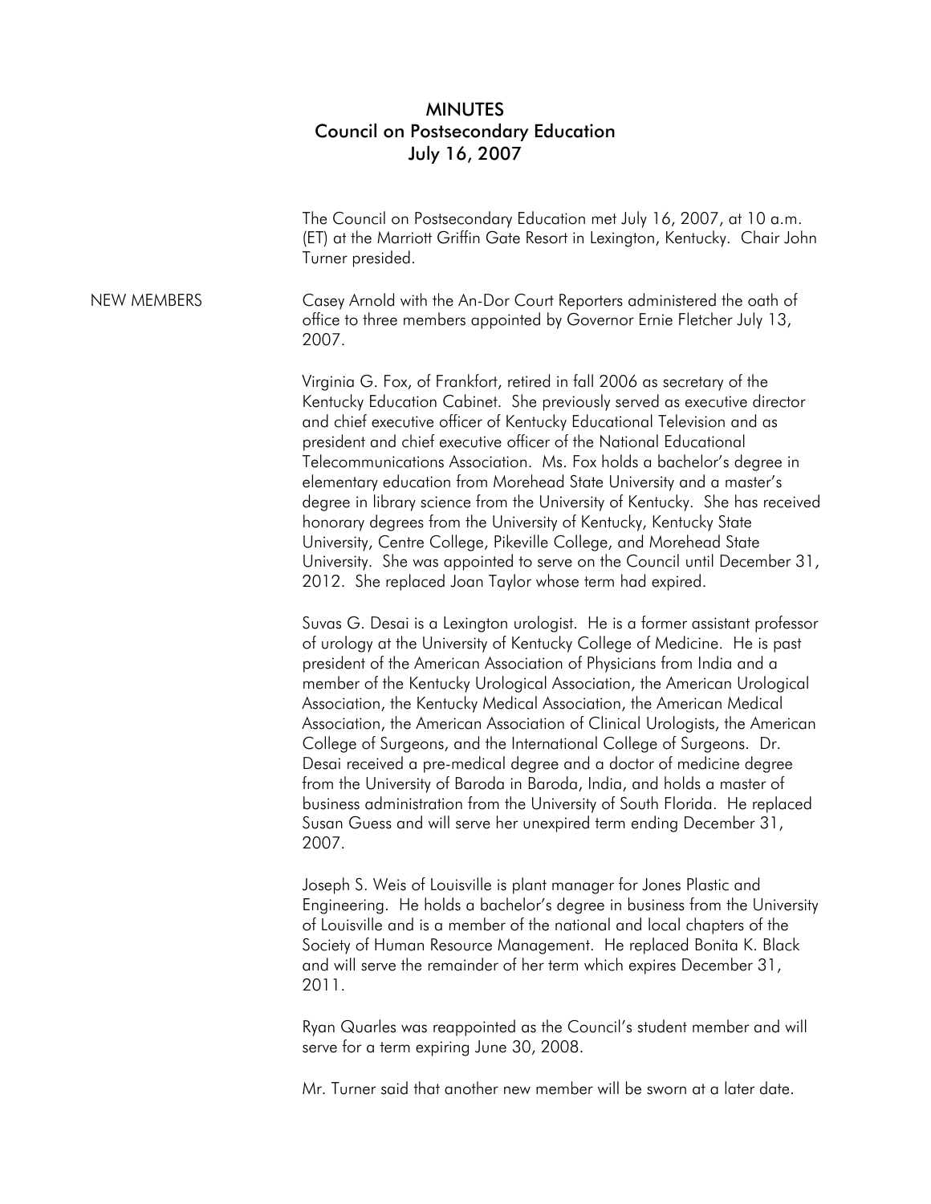# MINUTES
## Council on Postsecondary Education
### July 16, 2007

The Council on Postsecondary Education met July 16, 2007, at 10 a.m. (ET) at the Marriott Griffin Gate Resort in Lexington, Kentucky. Chair John Turner presided.

**NEW MEMBERS**

Casey Arnold with the An-Dor Court Reporters administered the oath of office to three members appointed by Governor Ernie Fletcher July 13, 2007.

Virginia G. Fox, of Frankfort, retired in fall 2006 as secretary of the Kentucky Education Cabinet. She previously served as executive director and chief executive officer of Kentucky Educational Television and as president and chief executive officer of the National Educational Telecommunications Association. Ms. Fox holds a bachelor's degree in elementary education from Morehead State University and a master's degree in library science from the University of Kentucky. She has received honorary degrees from the University of Kentucky, Kentucky State University, Centre College, Pikeville College, and Morehead State University. She was appointed to serve on the Council until December 31, 2012. She replaced Joan Taylor whose term had expired.

Suvas G. Desai is a Lexington urologist. He is a former assistant professor of urology at the University of Kentucky College of Medicine. He is past president of the American Association of Physicians from India and a member of the Kentucky Urological Association, the American Urological Association, the Kentucky Medical Association, the American Medical Association, the American Association of Clinical Urologists, the American College of Surgeons, and the International College of Surgeons. Dr. Desai received a pre-medical degree and a doctor of medicine degree from the University of Baroda in Baroda, India, and holds a master of business administration from the University of South Florida. He replaced Susan Guess and will serve her unexpired term ending December 31, 2007.

Joseph S. Weis of Louisville is plant manager for Jones Plastic and Engineering. He holds a bachelor's degree in business from the University of Louisville and is a member of the national and local chapters of the Society of Human Resource Management. He replaced Bonita K. Black and will serve the remainder of her term which expires December 31, 2011.

Ryan Quarles was reappointed as the Council's student member and will serve for a term expiring June 30, 2008.

Mr. Turner said that another new member will be sworn at a later date.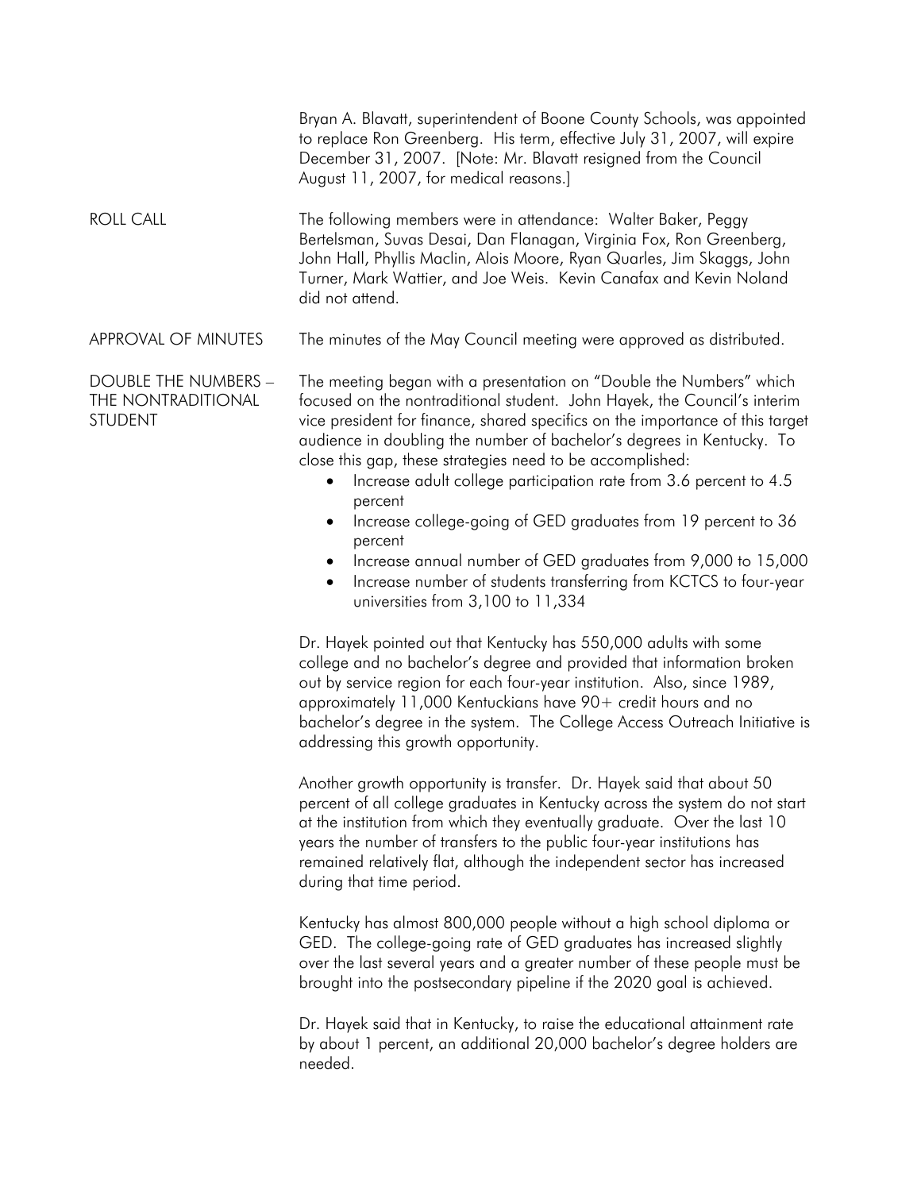Bryan A. Blavatt, superintendent of Boone County Schools, was appointed to replace Ron Greenberg. His term, effective July 31, 2007, will expire December 31, 2007. [Note: Mr. Blavatt resigned from the Council August 11, 2007, for medical reasons.]

## ROLL CALL

The following members were in attendance: Walter Baker, Peggy Bertelsman, Suvas Desai, Dan Flanagan, Virginia Fox, Ron Greenberg, John Hall, Phyllis Maclin, Alois Moore, Ryan Quarles, Jim Skaggs, John Turner, Mark Wattier, and Joe Weis. Kevin Canafax and Kevin Noland did not attend.

## APPROVAL OF MINUTES

The minutes of the May Council meeting were approved as distributed.

## DOUBLE THE NUMBERS – THE NONTRADITIONAL STUDENT

The meeting began with a presentation on "Double the Numbers" which focused on the nontraditional student. John Hayek, the Council's interim vice president for finance, shared specifics on the importance of this target audience in doubling the number of bachelor's degrees in Kentucky. To close this gap, these strategies need to be accomplished:

- Increase adult college participation rate from 3.6 percent to 4.5 percent
- Increase college-going of GED graduates from 19 percent to 36 percent
- Increase annual number of GED graduates from 9,000 to 15,000
- Increase number of students transferring from KCTCS to four-year universities from 3,100 to 11,334

Dr. Hayek pointed out that Kentucky has 550,000 adults with some college and no bachelor's degree and provided that information broken out by service region for each four-year institution. Also, since 1989, approximately 11,000 Kentuckians have 90+ credit hours and no bachelor's degree in the system. The College Access Outreach Initiative is addressing this growth opportunity.

Another growth opportunity is transfer. Dr. Hayek said that about 50 percent of all college graduates in Kentucky across the system do not start at the institution from which they eventually graduate. Over the last 10 years the number of transfers to the public four-year institutions has remained relatively flat, although the independent sector has increased during that time period.

Kentucky has almost 800,000 people without a high school diploma or GED. The college-going rate of GED graduates has increased slightly over the last several years and a greater number of these people must be brought into the postsecondary pipeline if the 2020 goal is achieved.

Dr. Hayek said that in Kentucky, to raise the educational attainment rate by about 1 percent, an additional 20,000 bachelor's degree holders are needed.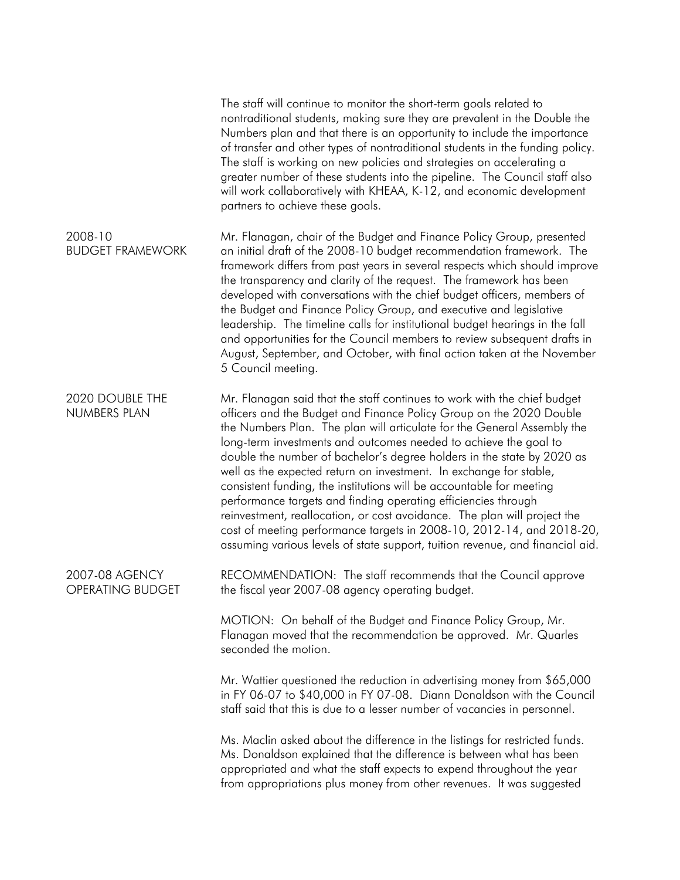The staff will continue to monitor the short-term goals related to nontraditional students, making sure they are prevalent in the Double the Numbers plan and that there is an opportunity to include the importance of transfer and other types of nontraditional students in the funding policy. The staff is working on new policies and strategies on accelerating a greater number of these students into the pipeline. The Council staff also will work collaboratively with KHEAA, K-12, and economic development partners to achieve these goals.

## 2008-10 BUDGET FRAMEWORK

Mr. Flanagan, chair of the Budget and Finance Policy Group, presented an initial draft of the 2008-10 budget recommendation framework. The framework differs from past years in several respects which should improve the transparency and clarity of the request. The framework has been developed with conversations with the chief budget officers, members of the Budget and Finance Policy Group, and executive and legislative leadership. The timeline calls for institutional budget hearings in the fall and opportunities for the Council members to review subsequent drafts in August, September, and October, with final action taken at the November 5 Council meeting.

## 2020 DOUBLE THE NUMBERS PLAN

Mr. Flanagan said that the staff continues to work with the chief budget officers and the Budget and Finance Policy Group on the 2020 Double the Numbers Plan. The plan will articulate for the General Assembly the long-term investments and outcomes needed to achieve the goal to double the number of bachelor's degree holders in the state by 2020 as well as the expected return on investment. In exchange for stable, consistent funding, the institutions will be accountable for meeting performance targets and finding operating efficiencies through reinvestment, reallocation, or cost avoidance. The plan will project the cost of meeting performance targets in 2008-10, 2012-14, and 2018-20, assuming various levels of state support, tuition revenue, and financial aid.

## 2007-08 AGENCY OPERATING BUDGET

RECOMMENDATION: The staff recommends that the Council approve the fiscal year 2007-08 agency operating budget.

MOTION: On behalf of the Budget and Finance Policy Group, Mr. Flanagan moved that the recommendation be approved. Mr. Quarles seconded the motion.

Mr. Wattier questioned the reduction in advertising money from $65,000 in FY 06-07 to $40,000 in FY 07-08. Diann Donaldson with the Council staff said that this is due to a lesser number of vacancies in personnel.

Ms. Maclin asked about the difference in the listings for restricted funds. Ms. Donaldson explained that the difference is between what has been appropriated and what the staff expects to expend throughout the year from appropriations plus money from other revenues. It was suggested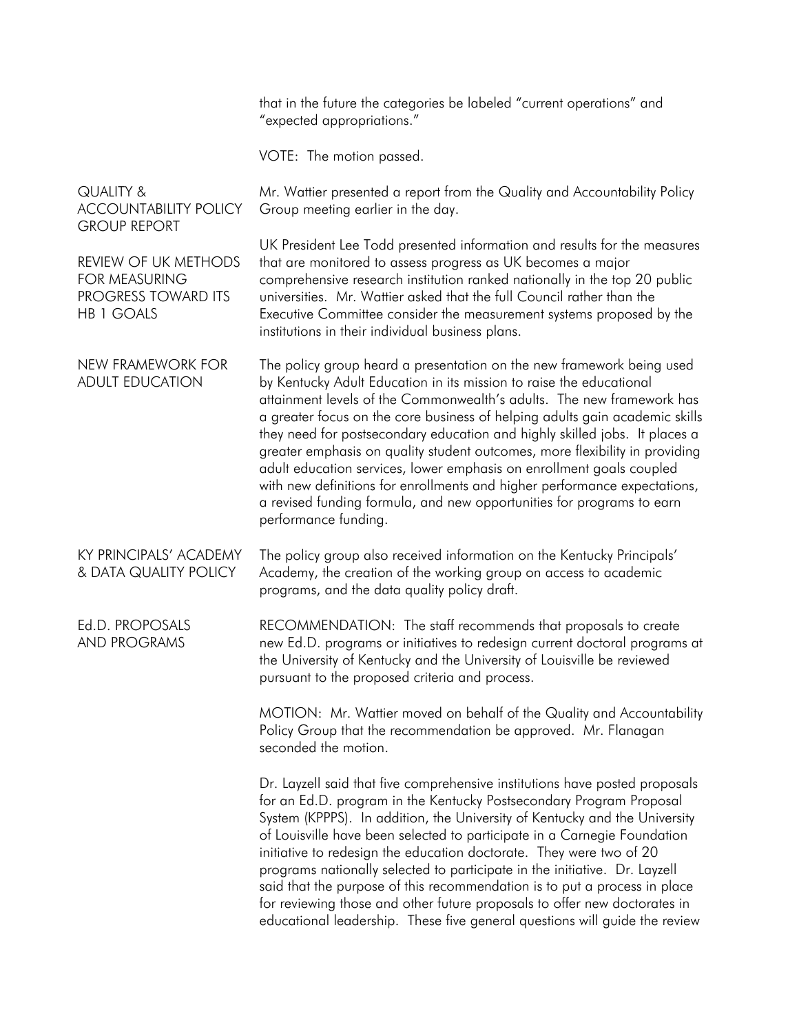that in the future the categories be labeled "current operations" and "expected appropriations."

VOTE: The motion passed.

**QUALITY & ACCOUNTABILITY POLICY GROUP REPORT**

Mr. Wattier presented a report from the Quality and Accountability Policy Group meeting earlier in the day.

**REVIEW OF UK METHODS FOR MEASURING PROGRESS TOWARD ITS HB 1 GOALS**

UK President Lee Todd presented information and results for the measures that are monitored to assess progress as UK becomes a major comprehensive research institution ranked nationally in the top 20 public universities. Mr. Wattier asked that the full Council rather than the Executive Committee consider the measurement systems proposed by the institutions in their individual business plans.

**NEW FRAMEWORK FOR ADULT EDUCATION**

The policy group heard a presentation on the new framework being used by Kentucky Adult Education in its mission to raise the educational attainment levels of the Commonwealth's adults. The new framework has a greater focus on the core business of helping adults gain academic skills they need for postsecondary education and highly skilled jobs. It places a greater emphasis on quality student outcomes, more flexibility in providing adult education services, lower emphasis on enrollment goals coupled with new definitions for enrollments and higher performance expectations, a revised funding formula, and new opportunities for programs to earn performance funding.

**KY PRINCIPALS' ACADEMY & DATA QUALITY POLICY**

The policy group also received information on the Kentucky Principals' Academy, the creation of the working group on access to academic programs, and the data quality policy draft.

**Ed.D. PROPOSALS AND PROGRAMS**

RECOMMENDATION: The staff recommends that proposals to create new Ed.D. programs or initiatives to redesign current doctoral programs at the University of Kentucky and the University of Louisville be reviewed pursuant to the proposed criteria and process.

MOTION: Mr. Wattier moved on behalf of the Quality and Accountability Policy Group that the recommendation be approved. Mr. Flanagan seconded the motion.

Dr. Layzell said that five comprehensive institutions have posted proposals for an Ed.D. program in the Kentucky Postsecondary Program Proposal System (KPPPS). In addition, the University of Kentucky and the University of Louisville have been selected to participate in a Carnegie Foundation initiative to redesign the education doctorate. They were two of 20 programs nationally selected to participate in the initiative. Dr. Layzell said that the purpose of this recommendation is to put a process in place for reviewing those and other future proposals to offer new doctorates in educational leadership. These five general questions will guide the review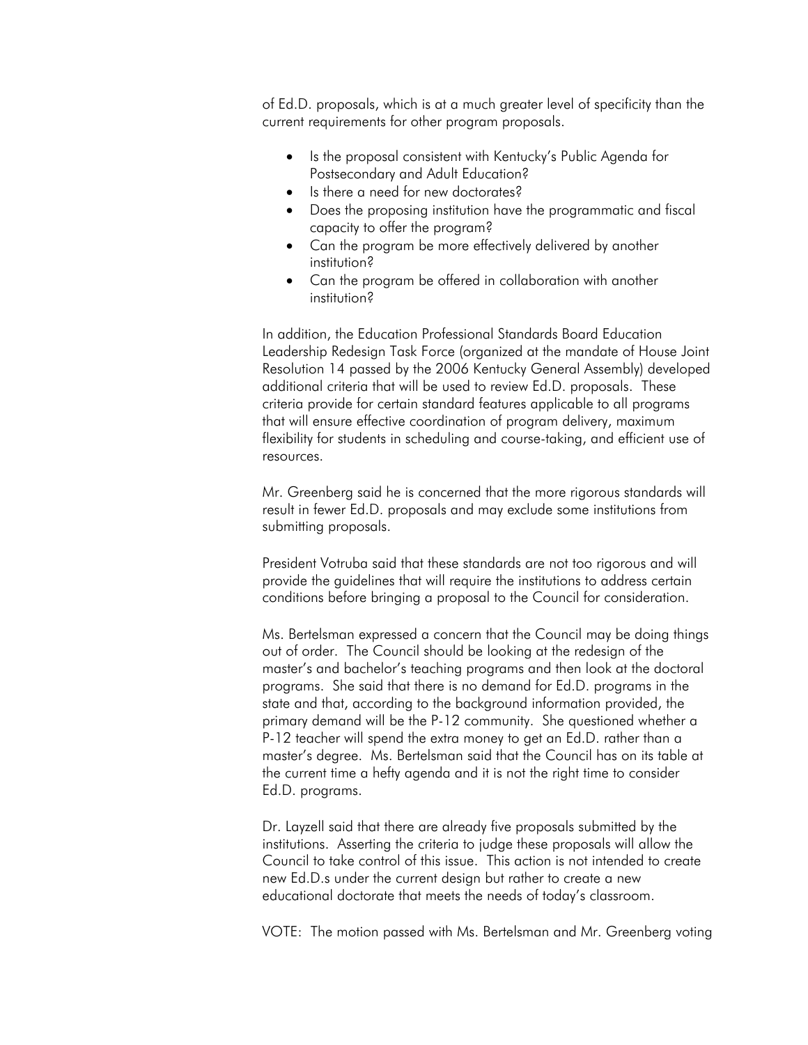of Ed.D. proposals, which is at a much greater level of specificity than the current requirements for other program proposals.

- Is the proposal consistent with Kentucky's Public Agenda for Postsecondary and Adult Education?
- Is there a need for new doctorates?
- Does the proposing institution have the programmatic and fiscal capacity to offer the program?
- Can the program be more effectively delivered by another institution?
- Can the program be offered in collaboration with another institution?

In addition, the Education Professional Standards Board Education Leadership Redesign Task Force (organized at the mandate of House Joint Resolution 14 passed by the 2006 Kentucky General Assembly) developed additional criteria that will be used to review Ed.D. proposals. These criteria provide for certain standard features applicable to all programs that will ensure effective coordination of program delivery, maximum flexibility for students in scheduling and course-taking, and efficient use of resources.

Mr. Greenberg said he is concerned that the more rigorous standards will result in fewer Ed.D. proposals and may exclude some institutions from submitting proposals.

President Votruba said that these standards are not too rigorous and will provide the guidelines that will require the institutions to address certain conditions before bringing a proposal to the Council for consideration.

Ms. Bertelsman expressed a concern that the Council may be doing things out of order. The Council should be looking at the redesign of the master's and bachelor's teaching programs and then look at the doctoral programs. She said that there is no demand for Ed.D. programs in the state and that, according to the background information provided, the primary demand will be the P-12 community. She questioned whether a P-12 teacher will spend the extra money to get an Ed.D. rather than a master's degree. Ms. Bertelsman said that the Council has on its table at the current time a hefty agenda and it is not the right time to consider Ed.D. programs.

Dr. Layzell said that there are already five proposals submitted by the institutions. Asserting the criteria to judge these proposals will allow the Council to take control of this issue. This action is not intended to create new Ed.D.s under the current design but rather to create a new educational doctorate that meets the needs of today's classroom.

VOTE: The motion passed with Ms. Bertelsman and Mr. Greenberg voting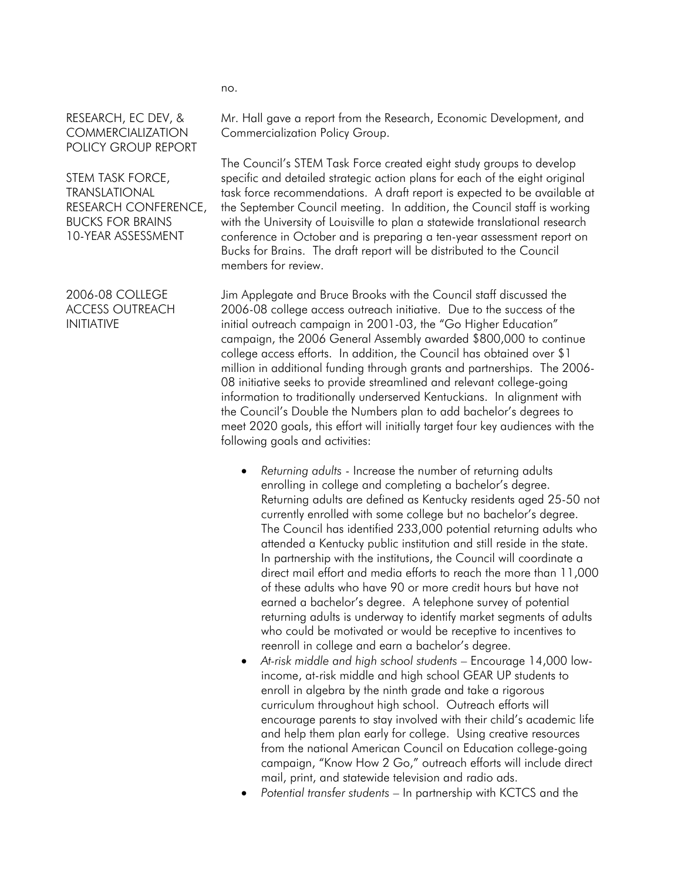no.

**RESEARCH, EC DEV, & COMMERCIALIZATION POLICY GROUP REPORT**

Mr. Hall gave a report from the Research, Economic Development, and Commercialization Policy Group.

**STEM TASK FORCE, TRANSLATIONAL RESEARCH CONFERENCE, BUCKS FOR BRAINS 10-YEAR ASSESSMENT**

The Council's STEM Task Force created eight study groups to develop specific and detailed strategic action plans for each of the eight original task force recommendations. A draft report is expected to be available at the September Council meeting. In addition, the Council staff is working with the University of Louisville to plan a statewide translational research conference in October and is preparing a ten-year assessment report on Bucks for Brains. The draft report will be distributed to the Council members for review.

**2006-08 COLLEGE ACCESS OUTREACH INITIATIVE**

Jim Applegate and Bruce Brooks with the Council staff discussed the 2006-08 college access outreach initiative. Due to the success of the initial outreach campaign in 2001-03, the "Go Higher Education" campaign, the 2006 General Assembly awarded $800,000 to continue college access efforts. In addition, the Council has obtained over $1 million in additional funding through grants and partnerships. The 2006-08 initiative seeks to provide streamlined and relevant college-going information to traditionally underserved Kentuckians. In alignment with the Council's Double the Numbers plan to add bachelor's degrees to meet 2020 goals, this effort will initially target four key audiences with the following goals and activities:

- *Returning adults* - Increase the number of returning adults enrolling in college and completing a bachelor's degree. Returning adults are defined as Kentucky residents aged 25-50 not currently enrolled with some college but no bachelor's degree. The Council has identified 233,000 potential returning adults who attended a Kentucky public institution and still reside in the state. In partnership with the institutions, the Council will coordinate a direct mail effort and media efforts to reach the more than 11,000 of these adults who have 90 or more credit hours but have not earned a bachelor's degree. A telephone survey of potential returning adults is underway to identify market segments of adults who could be motivated or would be receptive to incentives to reenroll in college and earn a bachelor's degree.
- *At-risk middle and high school students* – Encourage 14,000 low-income, at-risk middle and high school GEAR UP students to enroll in algebra by the ninth grade and take a rigorous curriculum throughout high school. Outreach efforts will encourage parents to stay involved with their child's academic life and help them plan early for college. Using creative resources from the national American Council on Education college-going campaign, "Know How 2 Go," outreach efforts will include direct mail, print, and statewide television and radio ads.
- *Potential transfer students* – In partnership with KCTCS and the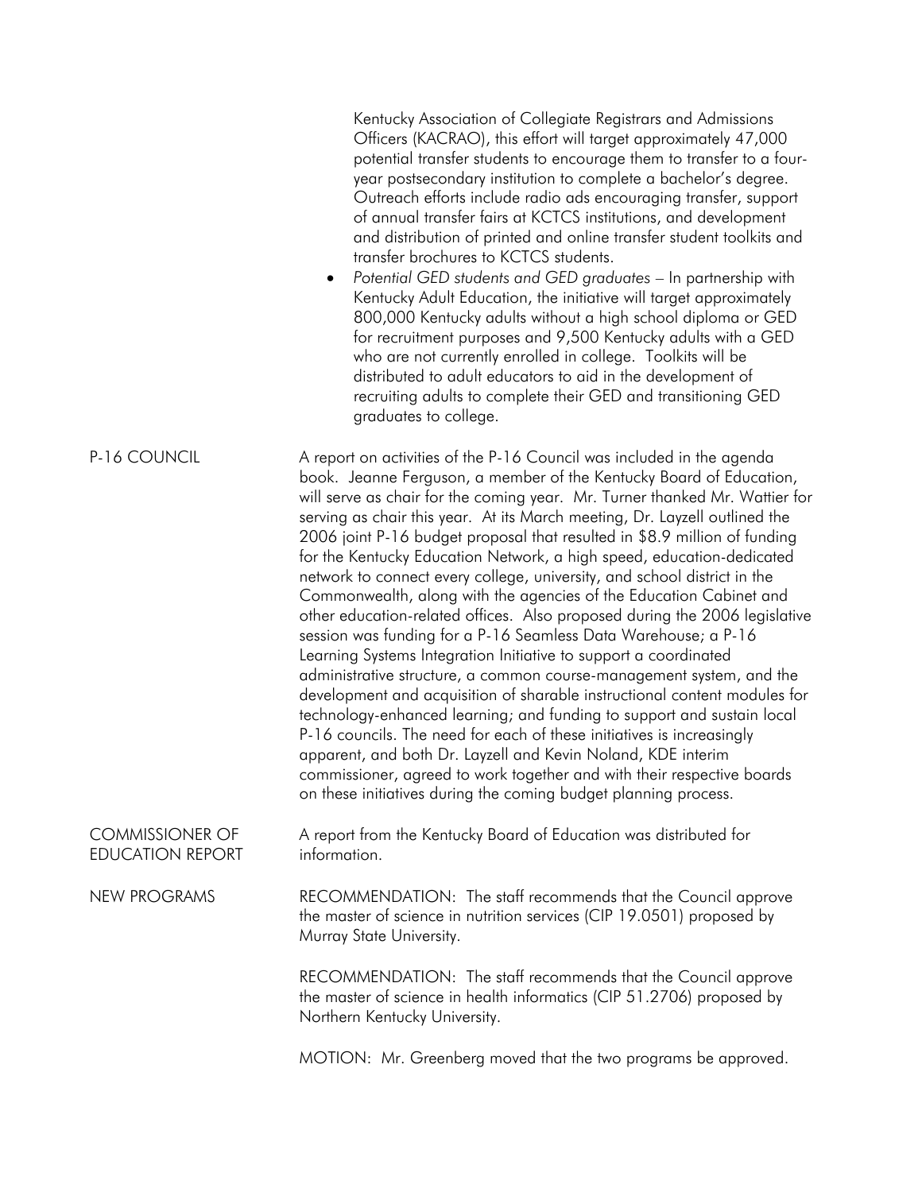Kentucky Association of Collegiate Registrars and Admissions Officers (KACRAO), this effort will target approximately 47,000 potential transfer students to encourage them to transfer to a four-year postsecondary institution to complete a bachelor's degree. Outreach efforts include radio ads encouraging transfer, support of annual transfer fairs at KCTCS institutions, and development and distribution of printed and online transfer student toolkits and transfer brochures to KCTCS students.

- *Potential GED students and GED graduates* – In partnership with Kentucky Adult Education, the initiative will target approximately 800,000 Kentucky adults without a high school diploma or GED for recruitment purposes and 9,500 Kentucky adults with a GED who are not currently enrolled in college. Toolkits will be distributed to adult educators to aid in the development of recruiting adults to complete their GED and transitioning GED graduates to college.

## P-16 COUNCIL

A report on activities of the P-16 Council was included in the agenda book. Jeanne Ferguson, a member of the Kentucky Board of Education, will serve as chair for the coming year. Mr. Turner thanked Mr. Wattier for serving as chair this year. At its March meeting, Dr. Layzell outlined the 2006 joint P-16 budget proposal that resulted in $8.9 million of funding for the Kentucky Education Network, a high speed, education-dedicated network to connect every college, university, and school district in the Commonwealth, along with the agencies of the Education Cabinet and other education-related offices. Also proposed during the 2006 legislative session was funding for a P-16 Seamless Data Warehouse; a P-16 Learning Systems Integration Initiative to support a coordinated administrative structure, a common course-management system, and the development and acquisition of sharable instructional content modules for technology-enhanced learning; and funding to support and sustain local P-16 councils. The need for each of these initiatives is increasingly apparent, and both Dr. Layzell and Kevin Noland, KDE interim commissioner, agreed to work together and with their respective boards on these initiatives during the coming budget planning process.

## COMMISSIONER OF EDUCATION REPORT

A report from the Kentucky Board of Education was distributed for information.

## NEW PROGRAMS

RECOMMENDATION: The staff recommends that the Council approve the master of science in nutrition services (CIP 19.0501) proposed by Murray State University.

RECOMMENDATION: The staff recommends that the Council approve the master of science in health informatics (CIP 51.2706) proposed by Northern Kentucky University.

MOTION: Mr. Greenberg moved that the two programs be approved.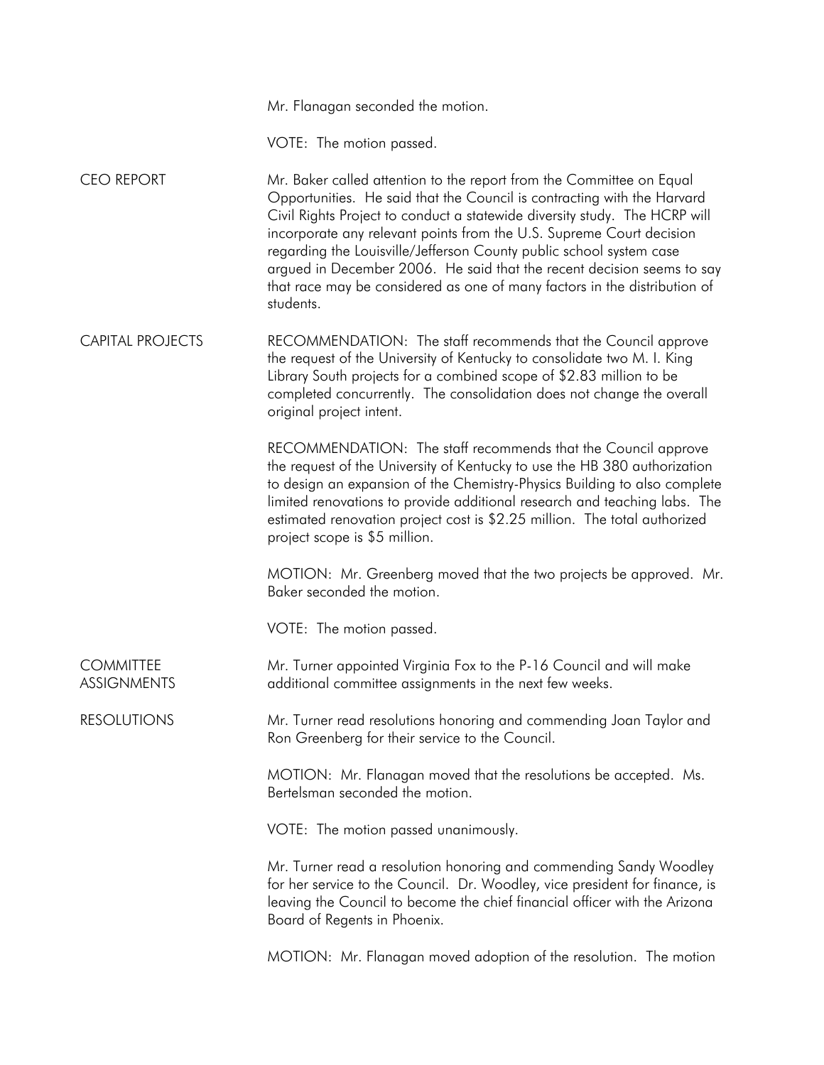Mr. Flanagan seconded the motion.

VOTE: The motion passed.

**CEO REPORT**

Mr. Baker called attention to the report from the Committee on Equal Opportunities. He said that the Council is contracting with the Harvard Civil Rights Project to conduct a statewide diversity study. The HCRP will incorporate any relevant points from the U.S. Supreme Court decision regarding the Louisville/Jefferson County public school system case argued in December 2006. He said that the recent decision seems to say that race may be considered as one of many factors in the distribution of students.

**CAPITAL PROJECTS**

RECOMMENDATION: The staff recommends that the Council approve the request of the University of Kentucky to consolidate two M. I. King Library South projects for a combined scope of $2.83 million to be completed concurrently. The consolidation does not change the overall original project intent.

RECOMMENDATION: The staff recommends that the Council approve the request of the University of Kentucky to use the HB 380 authorization to design an expansion of the Chemistry-Physics Building to also complete limited renovations to provide additional research and teaching labs. The estimated renovation project cost is $2.25 million. The total authorized project scope is $5 million.

MOTION: Mr. Greenberg moved that the two projects be approved. Mr. Baker seconded the motion.

VOTE: The motion passed.

**COMMITTEE ASSIGNMENTS**

Mr. Turner appointed Virginia Fox to the P-16 Council and will make additional committee assignments in the next few weeks.

**RESOLUTIONS**

Mr. Turner read resolutions honoring and commending Joan Taylor and Ron Greenberg for their service to the Council.

MOTION: Mr. Flanagan moved that the resolutions be accepted. Ms. Bertelsman seconded the motion.

VOTE: The motion passed unanimously.

Mr. Turner read a resolution honoring and commending Sandy Woodley for her service to the Council. Dr. Woodley, vice president for finance, is leaving the Council to become the chief financial officer with the Arizona Board of Regents in Phoenix.

MOTION: Mr. Flanagan moved adoption of the resolution. The motion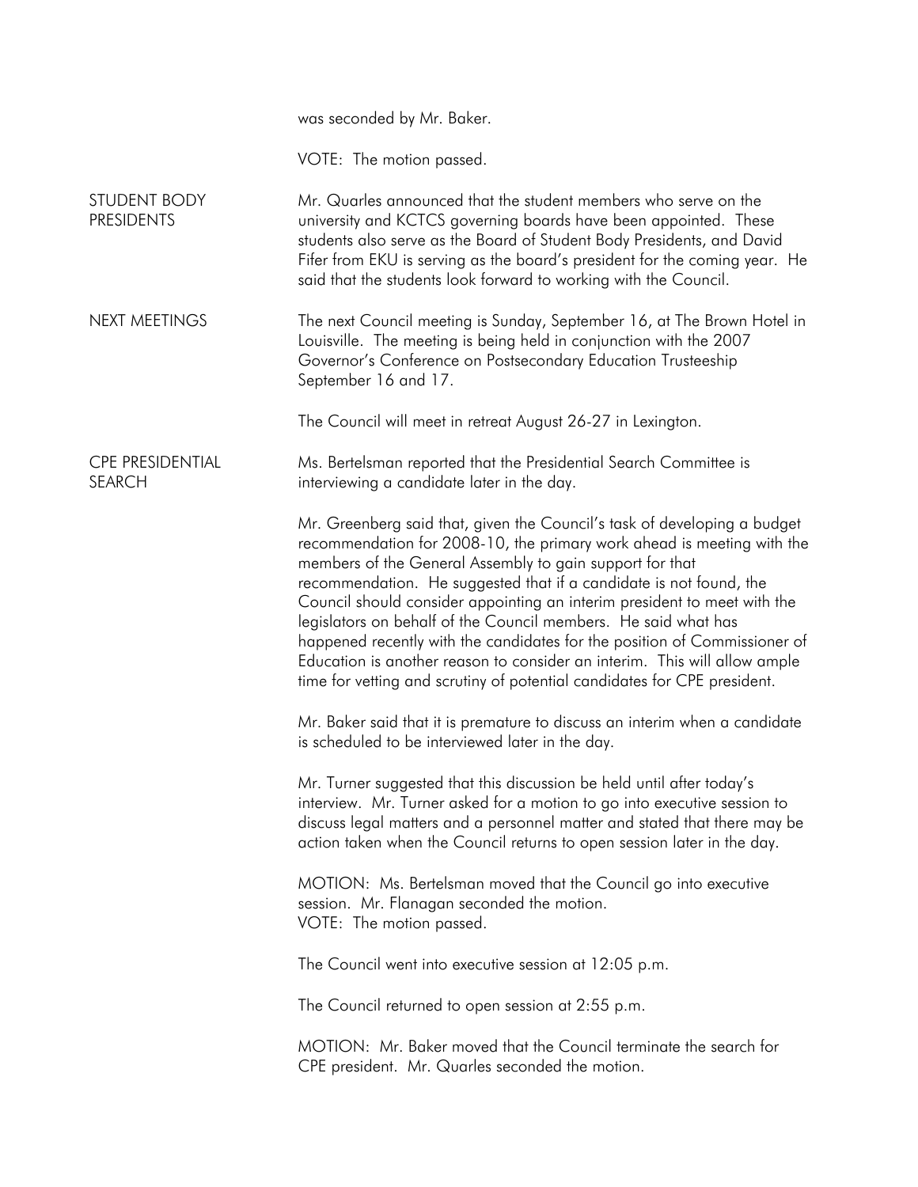was seconded by Mr. Baker.

VOTE: The motion passed.

**STUDENT BODY PRESIDENTS**

Mr. Quarles announced that the student members who serve on the university and KCTCS governing boards have been appointed. These students also serve as the Board of Student Body Presidents, and David Fifer from EKU is serving as the board's president for the coming year. He said that the students look forward to working with the Council.

**NEXT MEETINGS**

The next Council meeting is Sunday, September 16, at The Brown Hotel in Louisville. The meeting is being held in conjunction with the 2007 Governor's Conference on Postsecondary Education Trusteeship September 16 and 17.

The Council will meet in retreat August 26-27 in Lexington.

**CPE PRESIDENTIAL SEARCH**

Ms. Bertelsman reported that the Presidential Search Committee is interviewing a candidate later in the day.

Mr. Greenberg said that, given the Council's task of developing a budget recommendation for 2008-10, the primary work ahead is meeting with the members of the General Assembly to gain support for that recommendation. He suggested that if a candidate is not found, the Council should consider appointing an interim president to meet with the legislators on behalf of the Council members. He said what has happened recently with the candidates for the position of Commissioner of Education is another reason to consider an interim. This will allow ample time for vetting and scrutiny of potential candidates for CPE president.

Mr. Baker said that it is premature to discuss an interim when a candidate is scheduled to be interviewed later in the day.

Mr. Turner suggested that this discussion be held until after today's interview. Mr. Turner asked for a motion to go into executive session to discuss legal matters and a personnel matter and stated that there may be action taken when the Council returns to open session later in the day.

MOTION: Ms. Bertelsman moved that the Council go into executive session. Mr. Flanagan seconded the motion.
VOTE: The motion passed.

The Council went into executive session at 12:05 p.m.

The Council returned to open session at 2:55 p.m.

MOTION: Mr. Baker moved that the Council terminate the search for CPE president. Mr. Quarles seconded the motion.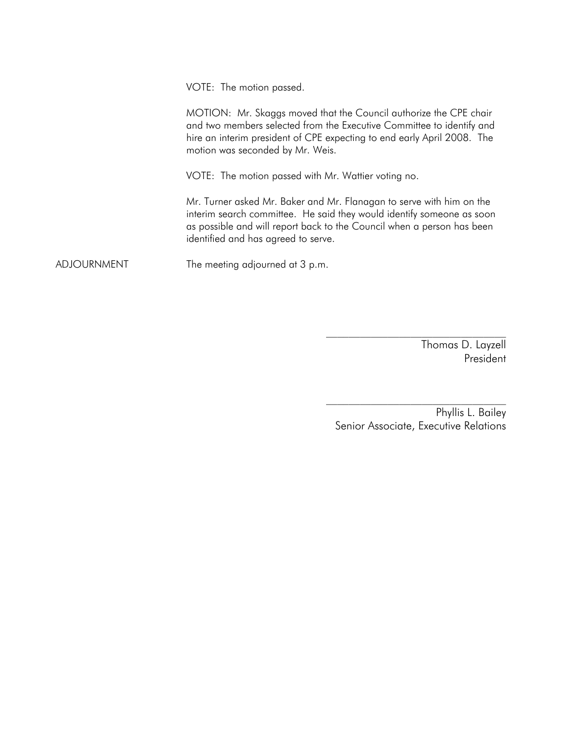VOTE: The motion passed.

MOTION: Mr. Skaggs moved that the Council authorize the CPE chair and two members selected from the Executive Committee to identify and hire an interim president of CPE expecting to end early April 2008. The motion was seconded by Mr. Weis.

VOTE: The motion passed with Mr. Wattier voting no.

Mr. Turner asked Mr. Baker and Mr. Flanagan to serve with him on the interim search committee. He said they would identify someone as soon as possible and will report back to the Council when a person has been identified and has agreed to serve.

ADJOURNMENT

The meeting adjourned at 3 p.m.

\_\_\_\_\_\_\_\_\_\_\_\_\_\_\_\_\_\_\_\_\_\_\_\_\_\_\_\_\_\_

Thomas D. Layzell
President

\_\_\_\_\_\_\_\_\_\_\_\_\_\_\_\_\_\_\_\_\_\_\_\_\_\_\_\_\_\_

Phyllis L. Bailey
Senior Associate, Executive Relations